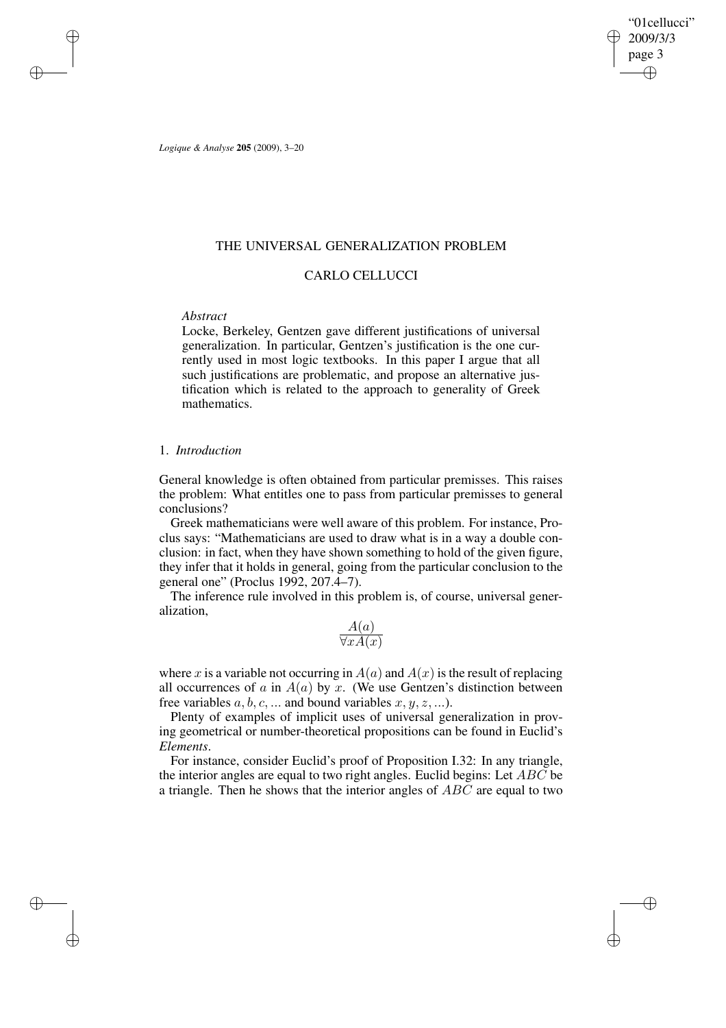*Logique & Analyse* **205** (2009), 3–20

# THE UNIVERSAL GENERALIZATION PROBLEM

## CARLO CELLUCCI

*Abstract*

Locke, Berkeley, Gentzen gave different justifications of universal generalization. In particular, Gentzen's justification is the one currently used in most logic textbooks. In this paper I argue that all such justifications are problematic, and propose an alternative justification which is related to the approach to generality of Greek mathematics.

## 1. *Introduction*

General knowledge is often obtained from particular premisses. This raises the problem: What entitles one to pass from particular premisses to general conclusions?

Greek mathematicians were well aware of this problem. For instance, Proclus says: "Mathematicians are used to draw what is in a way a double conclusion: in fact, when they have shown something to hold of the given figure, they infer that it holds in general, going from the particular conclusion to the general one" (Proclus 1992, 207.4–7).

The inference rule involved in this problem is, of course, universal generalization,

$$\frac{A(a)}{\forall x A(x)}$$

where $x$ is a variable not occurring in $A(a)$ and $A(x)$ is the result of replacing all occurrences of $a$ in $A(a)$ by $x$. (We use Gentzen's distinction between free variables $a, b, c, \ldots$ and bound variables $x, y, z, \ldots$).

Plenty of examples of implicit uses of universal generalization in proving geometrical or number-theoretical propositions can be found in Euclid's *Elements*.

For instance, consider Euclid's proof of Proposition I.32: In any triangle, the interior angles are equal to two right angles. Euclid begins: Let $ABC$ be a triangle. Then he shows that the interior angles of $ABC$ are equal to two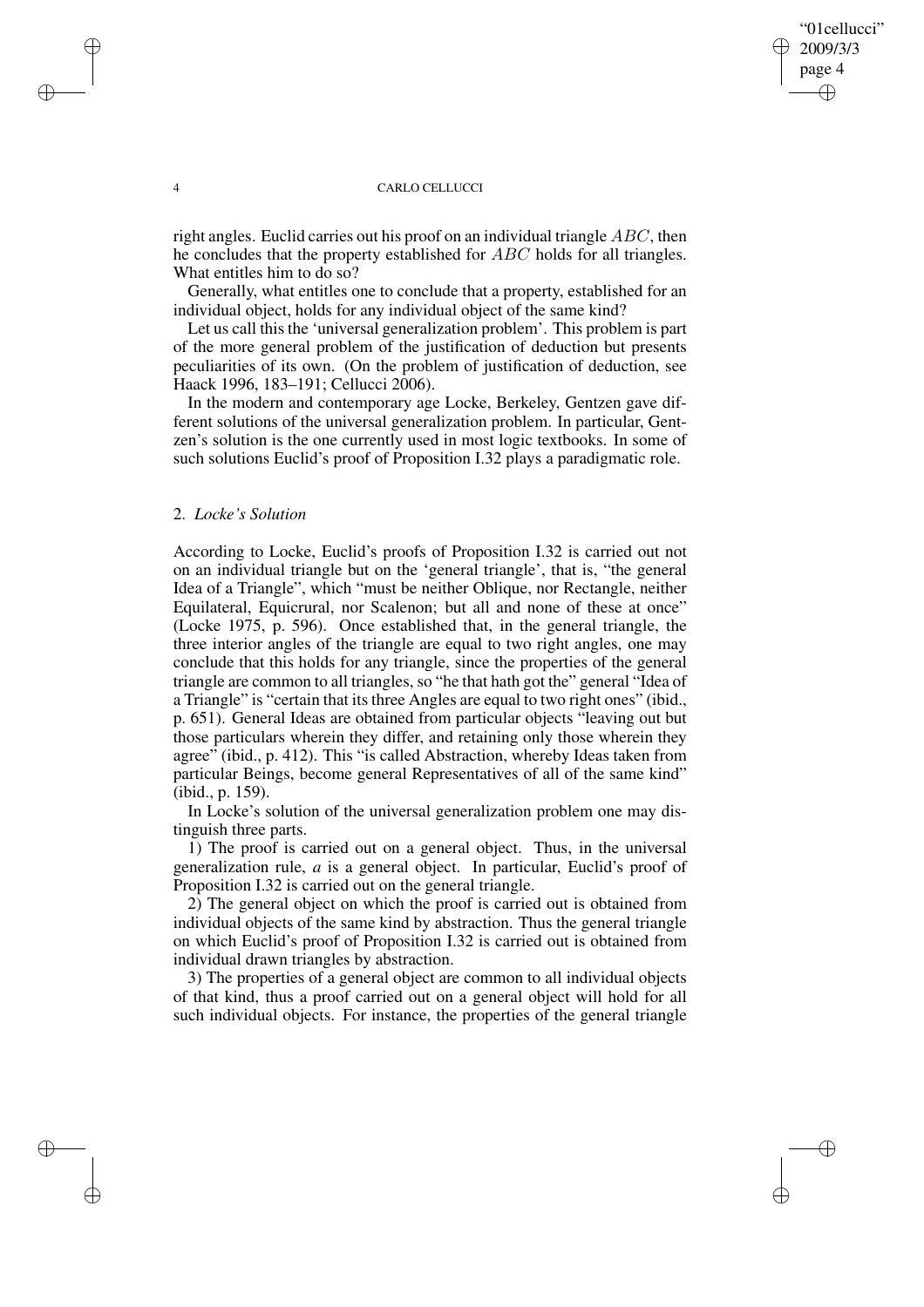right angles. Euclid carries out his proof on an individual triangle $ABC$, then he concludes that the property established for $ABC$ holds for all triangles. What entitles him to do so?

Generally, what entitles one to conclude that a property, established for an individual object, holds for any individual object of the same kind?

Let us call this the 'universal generalization problem'. This problem is part of the more general problem of the justification of deduction but presents peculiarities of its own. (On the problem of justification of deduction, see Haack 1996, 183–191; Cellucci 2006).

In the modern and contemporary age Locke, Berkeley, Gentzen gave different solutions of the universal generalization problem. In particular, Gentzen's solution is the one currently used in most logic textbooks. In some of such solutions Euclid's proof of Proposition I.32 plays a paradigmatic role.

## 2. *Locke's Solution*

According to Locke, Euclid's proofs of Proposition I.32 is carried out not on an individual triangle but on the 'general triangle', that is, "the general Idea of a Triangle", which "must be neither Oblique, nor Rectangle, neither Equilateral, Equicrural, nor Scalenon; but all and none of these at once" (Locke 1975, p. 596). Once established that, in the general triangle, the three interior angles of the triangle are equal to two right angles, one may conclude that this holds for any triangle, since the properties of the general triangle are common to all triangles, so "he that hath got the" general "Idea of a Triangle" is "certain that its three Angles are equal to two right ones" (ibid., p. 651). General Ideas are obtained from particular objects "leaving out but those particulars wherein they differ, and retaining only those wherein they agree" (ibid., p. 412). This "is called Abstraction, whereby Ideas taken from particular Beings, become general Representatives of all of the same kind" (ibid., p. 159).

In Locke's solution of the universal generalization problem one may distinguish three parts.

1) The proof is carried out on a general object. Thus, in the universal generalization rule, *a* is a general object. In particular, Euclid's proof of Proposition I.32 is carried out on the general triangle.

2) The general object on which the proof is carried out is obtained from individual objects of the same kind by abstraction. Thus the general triangle on which Euclid's proof of Proposition I.32 is carried out is obtained from individual drawn triangles by abstraction.

3) The properties of a general object are common to all individual objects of that kind, thus a proof carried out on a general object will hold for all such individual objects. For instance, the properties of the general triangle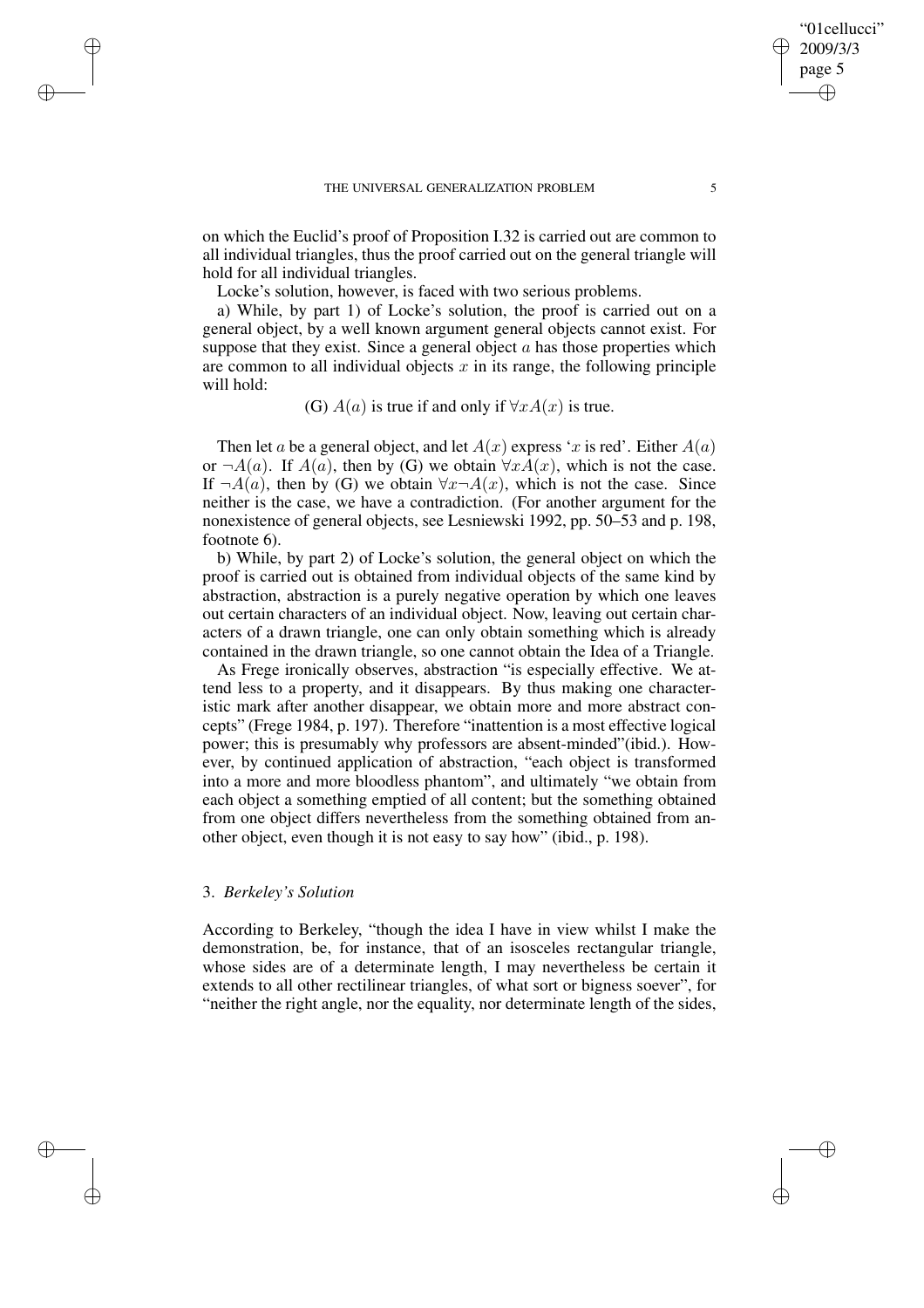on which the Euclid's proof of Proposition I.32 is carried out are common to all individual triangles, thus the proof carried out on the general triangle will hold for all individual triangles.

Locke's solution, however, is faced with two serious problems.

a) While, by part 1) of Locke's solution, the proof is carried out on a general object, by a well known argument general objects cannot exist. For suppose that they exist. Since a general object $a$ has those properties which are common to all individual objects $x$ in its range, the following principle will hold:

(G) $A(a)$ is true if and only if $\forall x A(x)$ is true.

Then let $a$ be a general object, and let $A(x)$ express '$x$ is red'. Either $A(a)$ or $\neg A(a)$. If $A(a)$, then by (G) we obtain $\forall x A(x)$, which is not the case. If $\neg A(a)$, then by (G) we obtain $\forall x \neg A(x)$, which is not the case. Since neither is the case, we have a contradiction. (For another argument for the nonexistence of general objects, see Lesniewski 1992, pp. 50–53 and p. 198, footnote 6).

b) While, by part 2) of Locke's solution, the general object on which the proof is carried out is obtained from individual objects of the same kind by abstraction, abstraction is a purely negative operation by which one leaves out certain characters of an individual object. Now, leaving out certain characters of a drawn triangle, one can only obtain something which is already contained in the drawn triangle, so one cannot obtain the Idea of a Triangle.

As Frege ironically observes, abstraction "is especially effective. We attend less to a property, and it disappears. By thus making one characteristic mark after another disappear, we obtain more and more abstract concepts" (Frege 1984, p. 197). Therefore "inattention is a most effective logical power; this is presumably why professors are absent-minded"(ibid.). However, by continued application of abstraction, "each object is transformed into a more and more bloodless phantom", and ultimately "we obtain from each object a something emptied of all content; but the something obtained from one object differs nevertheless from the something obtained from another object, even though it is not easy to say how" (ibid., p. 198).

## 3. *Berkeley's Solution*

According to Berkeley, "though the idea I have in view whilst I make the demonstration, be, for instance, that of an isosceles rectangular triangle, whose sides are of a determinate length, I may nevertheless be certain it extends to all other rectilinear triangles, of what sort or bigness soever", for "neither the right angle, nor the equality, nor determinate length of the sides,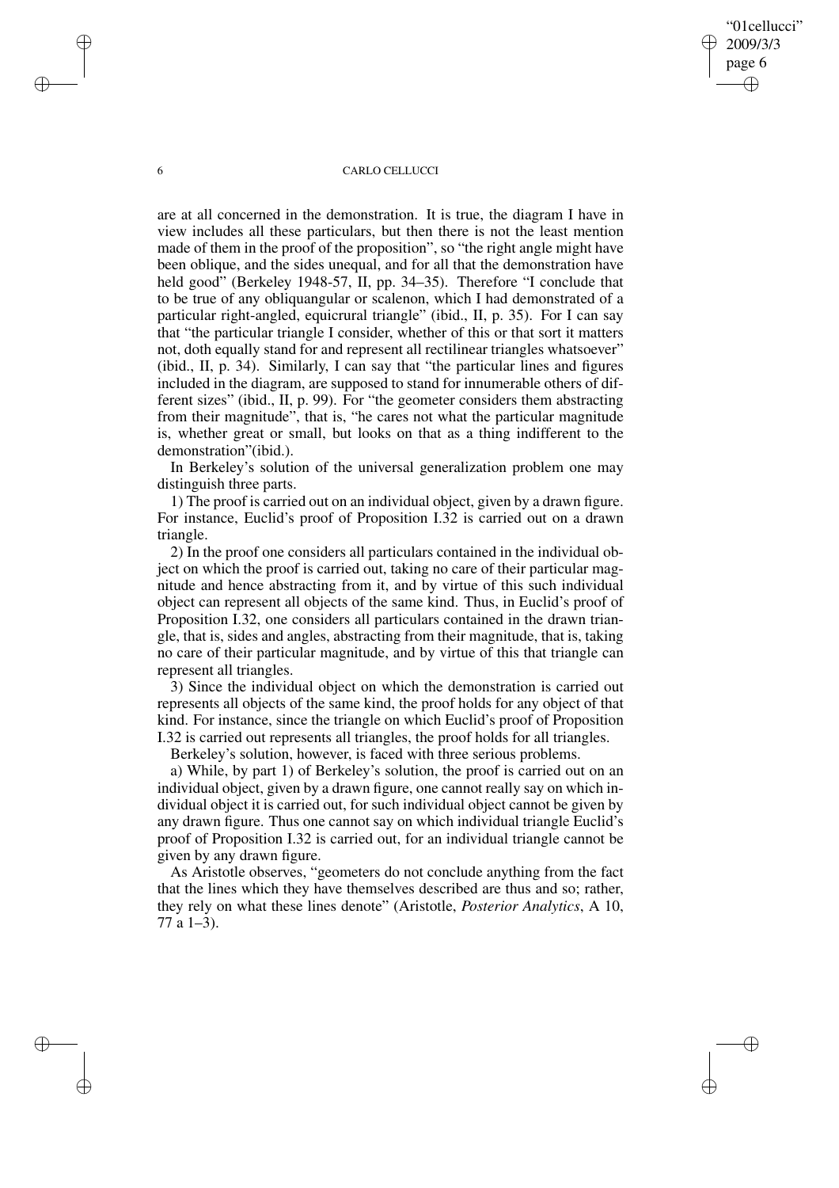are at all concerned in the demonstration. It is true, the diagram I have in view includes all these particulars, but then there is not the least mention made of them in the proof of the proposition", so "the right angle might have been oblique, and the sides unequal, and for all that the demonstration have held good" (Berkeley 1948-57, II, pp. 34–35). Therefore "I conclude that to be true of any obliquangular or scalenon, which I had demonstrated of a particular right-angled, equicrural triangle" (ibid., II, p. 35). For I can say that "the particular triangle I consider, whether of this or that sort it matters not, doth equally stand for and represent all rectilinear triangles whatsoever" (ibid., II, p. 34). Similarly, I can say that "the particular lines and figures included in the diagram, are supposed to stand for innumerable others of different sizes" (ibid., II, p. 99). For "the geometer considers them abstracting from their magnitude", that is, "he cares not what the particular magnitude is, whether great or small, but looks on that as a thing indifferent to the demonstration"(ibid.).

In Berkeley's solution of the universal generalization problem one may distinguish three parts.

1) The proof is carried out on an individual object, given by a drawn figure. For instance, Euclid's proof of Proposition I.32 is carried out on a drawn triangle.

2) In the proof one considers all particulars contained in the individual object on which the proof is carried out, taking no care of their particular magnitude and hence abstracting from it, and by virtue of this such individual object can represent all objects of the same kind. Thus, in Euclid's proof of Proposition I.32, one considers all particulars contained in the drawn triangle, that is, sides and angles, abstracting from their magnitude, that is, taking no care of their particular magnitude, and by virtue of this that triangle can represent all triangles.

3) Since the individual object on which the demonstration is carried out represents all objects of the same kind, the proof holds for any object of that kind. For instance, since the triangle on which Euclid's proof of Proposition I.32 is carried out represents all triangles, the proof holds for all triangles.

Berkeley's solution, however, is faced with three serious problems.

a) While, by part 1) of Berkeley's solution, the proof is carried out on an individual object, given by a drawn figure, one cannot really say on which individual object it is carried out, for such individual object cannot be given by any drawn figure. Thus one cannot say on which individual triangle Euclid's proof of Proposition I.32 is carried out, for an individual triangle cannot be given by any drawn figure.

As Aristotle observes, "geometers do not conclude anything from the fact that the lines which they have themselves described are thus and so; rather, they rely on what these lines denote" (Aristotle, *Posterior Analytics*, A 10, 77 a 1–3).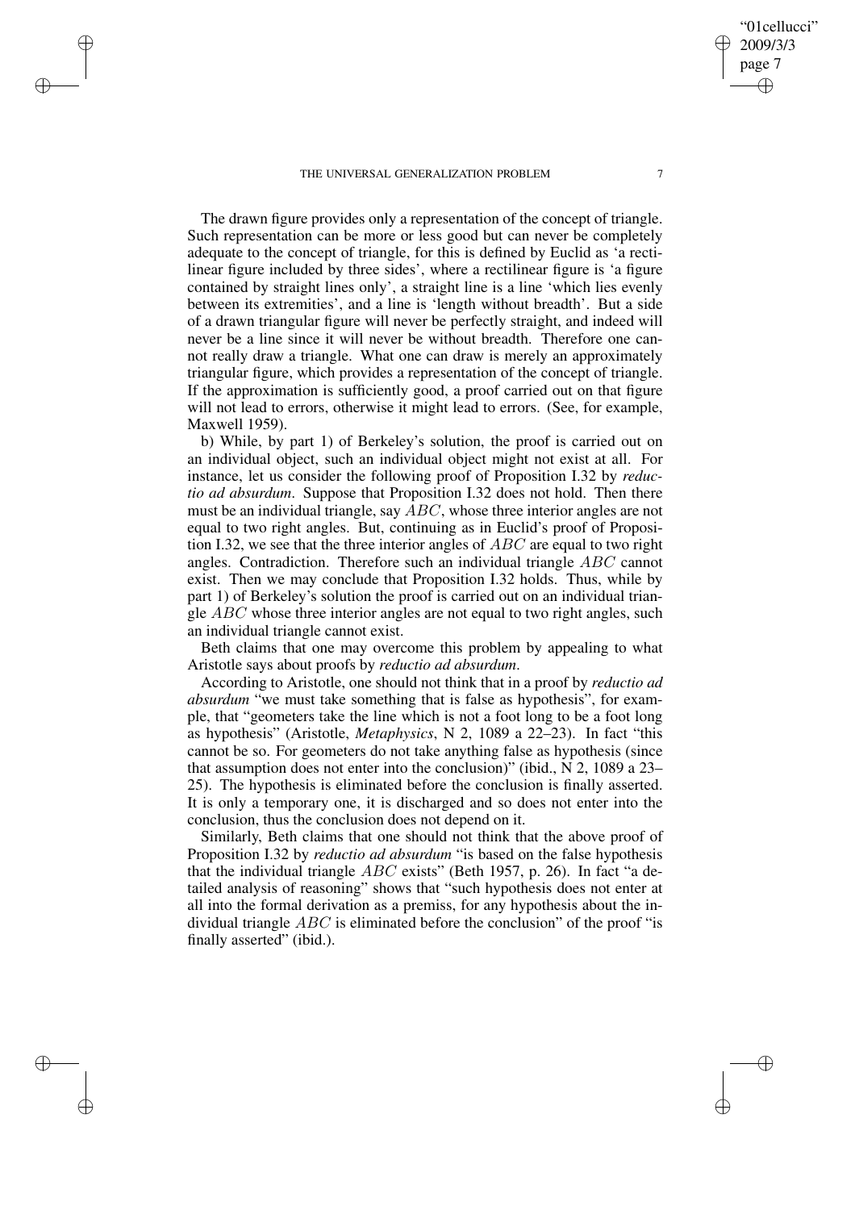The drawn figure provides only a representation of the concept of triangle. Such representation can be more or less good but can never be completely adequate to the concept of triangle, for this is defined by Euclid as 'a rectilinear figure included by three sides', where a rectilinear figure is 'a figure contained by straight lines only', a straight line is a line 'which lies evenly between its extremities', and a line is 'length without breadth'. But a side of a drawn triangular figure will never be perfectly straight, and indeed will never be a line since it will never be without breadth. Therefore one cannot really draw a triangle. What one can draw is merely an approximately triangular figure, which provides a representation of the concept of triangle. If the approximation is sufficiently good, a proof carried out on that figure will not lead to errors, otherwise it might lead to errors. (See, for example, Maxwell 1959).

b) While, by part 1) of Berkeley's solution, the proof is carried out on an individual object, such an individual object might not exist at all. For instance, let us consider the following proof of Proposition I.32 by *reductio ad absurdum*. Suppose that Proposition I.32 does not hold. Then there must be an individual triangle, say $ABC$, whose three interior angles are not equal to two right angles. But, continuing as in Euclid's proof of Proposition I.32, we see that the three interior angles of $ABC$ are equal to two right angles. Contradiction. Therefore such an individual triangle $ABC$ cannot exist. Then we may conclude that Proposition I.32 holds. Thus, while by part 1) of Berkeley's solution the proof is carried out on an individual triangle $ABC$ whose three interior angles are not equal to two right angles, such an individual triangle cannot exist.

Beth claims that one may overcome this problem by appealing to what Aristotle says about proofs by *reductio ad absurdum*.

According to Aristotle, one should not think that in a proof by *reductio ad absurdum* "we must take something that is false as hypothesis", for example, that "geometers take the line which is not a foot long to be a foot long as hypothesis" (Aristotle, *Metaphysics*, N 2, 1089 a 22–23). In fact "this cannot be so. For geometers do not take anything false as hypothesis (since that assumption does not enter into the conclusion)" (ibid., N 2, 1089 a 23–25). The hypothesis is eliminated before the conclusion is finally asserted. It is only a temporary one, it is discharged and so does not enter into the conclusion, thus the conclusion does not depend on it.

Similarly, Beth claims that one should not think that the above proof of Proposition I.32 by *reductio ad absurdum* "is based on the false hypothesis that the individual triangle $ABC$ exists" (Beth 1957, p. 26). In fact "a detailed analysis of reasoning" shows that "such hypothesis does not enter at all into the formal derivation as a premiss, for any hypothesis about the individual triangle $ABC$ is eliminated before the conclusion" of the proof "is finally asserted" (ibid.).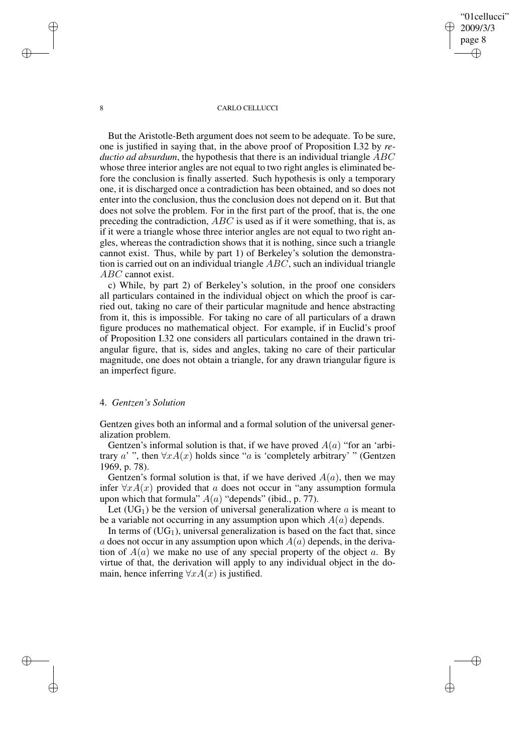But the Aristotle-Beth argument does not seem to be adequate. To be sure, one is justified in saying that, in the above proof of Proposition I.32 by *reductio ad absurdum*, the hypothesis that there is an individual triangle $ABC$ whose three interior angles are not equal to two right angles is eliminated before the conclusion is finally asserted. Such hypothesis is only a temporary one, it is discharged once a contradiction has been obtained, and so does not enter into the conclusion, thus the conclusion does not depend on it. But that does not solve the problem. For in the first part of the proof, that is, the one preceding the contradiction, $ABC$ is used as if it were something, that is, as if it were a triangle whose three interior angles are not equal to two right angles, whereas the contradiction shows that it is nothing, since such a triangle cannot exist. Thus, while by part 1) of Berkeley's solution the demonstration is carried out on an individual triangle $ABC$, such an individual triangle $ABC$ cannot exist.

c) While, by part 2) of Berkeley's solution, in the proof one considers all particulars contained in the individual object on which the proof is carried out, taking no care of their particular magnitude and hence abstracting from it, this is impossible. For taking no care of all particulars of a drawn figure produces no mathematical object. For example, if in Euclid's proof of Proposition I.32 one considers all particulars contained in the drawn triangular figure, that is, sides and angles, taking no care of their particular magnitude, one does not obtain a triangle, for any drawn triangular figure is an imperfect figure.

## 4. *Gentzen's Solution*

Gentzen gives both an informal and a formal solution of the universal generalization problem.

Gentzen's informal solution is that, if we have proved $A(a)$ "for an 'arbitrary $a$' ", then $\forall x A(x)$ holds since "$a$ is 'completely arbitrary' " (Gentzen 1969, p. 78).

Gentzen's formal solution is that, if we have derived $A(a)$, then we may infer $\forall x A(x)$ provided that $a$ does not occur in "any assumption formula upon which that formula" $A(a)$ "depends" (ibid., p. 77).

Let ($UG_1$) be the version of universal generalization where $a$ is meant to be a variable not occurring in any assumption upon which $A(a)$ depends.

In terms of ($UG_1$), universal generalization is based on the fact that, since $a$ does not occur in any assumption upon which $A(a)$ depends, in the derivation of $A(a)$ we make no use of any special property of the object $a$. By virtue of that, the derivation will apply to any individual object in the domain, hence inferring $\forall x A(x)$ is justified.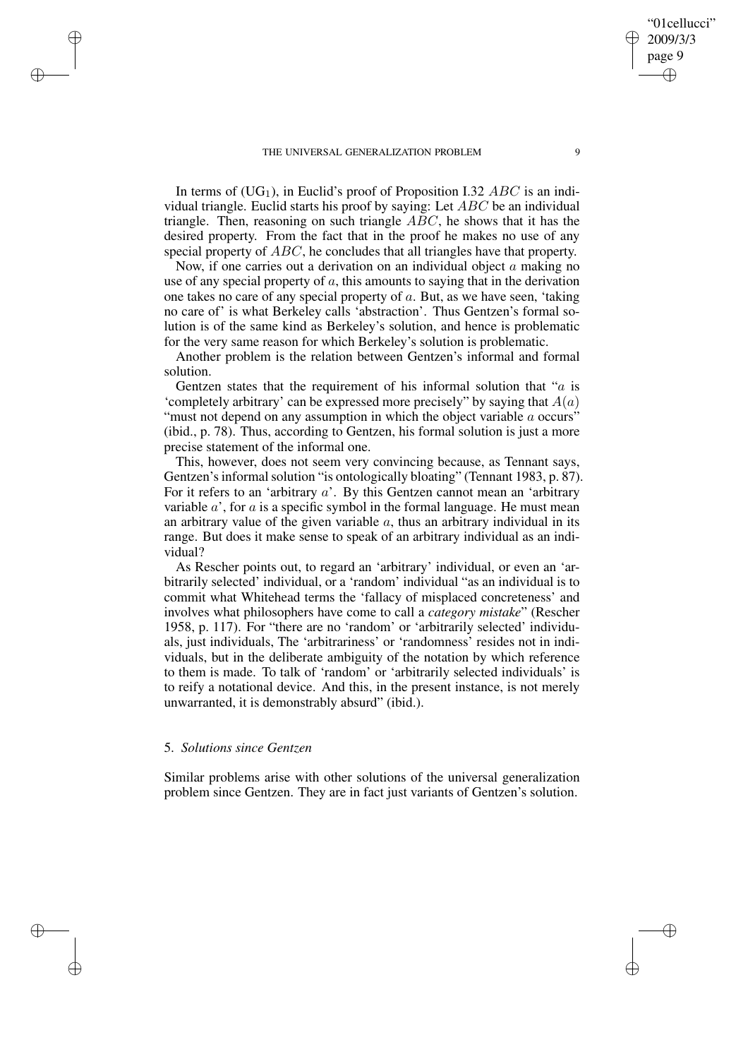In terms of ($UG_1$), in Euclid's proof of Proposition I.32 $ABC$ is an individual triangle. Euclid starts his proof by saying: Let $ABC$ be an individual triangle. Then, reasoning on such triangle $ABC$, he shows that it has the desired property. From the fact that in the proof he makes no use of any special property of $ABC$, he concludes that all triangles have that property.

Now, if one carries out a derivation on an individual object $a$ making no use of any special property of $a$, this amounts to saying that in the derivation one takes no care of any special property of $a$. But, as we have seen, 'taking no care of' is what Berkeley calls 'abstraction'. Thus Gentzen's formal solution is of the same kind as Berkeley's solution, and hence is problematic for the very same reason for which Berkeley's solution is problematic.

Another problem is the relation between Gentzen's informal and formal solution.

Gentzen states that the requirement of his informal solution that "$a$ is 'completely arbitrary' can be expressed more precisely" by saying that $A(a)$ "must not depend on any assumption in which the object variable $a$ occurs" (ibid., p. 78). Thus, according to Gentzen, his formal solution is just a more precise statement of the informal one.

This, however, does not seem very convincing because, as Tennant says, Gentzen's informal solution "is ontologically bloating" (Tennant 1983, p. 87). For it refers to an 'arbitrary $a$'. By this Gentzen cannot mean an 'arbitrary variable $a$', for $a$ is a specific symbol in the formal language. He must mean an arbitrary value of the given variable $a$, thus an arbitrary individual in its range. But does it make sense to speak of an arbitrary individual as an individual?

As Rescher points out, to regard an 'arbitrary' individual, or even an 'arbitrarily selected' individual, or a 'random' individual "as an individual is to commit what Whitehead terms the 'fallacy of misplaced concreteness' and involves what philosophers have come to call a *category mistake*" (Rescher 1958, p. 117). For "there are no 'random' or 'arbitrarily selected' individuals, just individuals, The 'arbitrariness' or 'randomness' resides not in individuals, but in the deliberate ambiguity of the notation by which reference to them is made. To talk of 'random' or 'arbitrarily selected individuals' is to reify a notational device. And this, in the present instance, is not merely unwarranted, it is demonstrably absurd" (ibid.).

## 5. *Solutions since Gentzen*

Similar problems arise with other solutions of the universal generalization problem since Gentzen. They are in fact just variants of Gentzen's solution.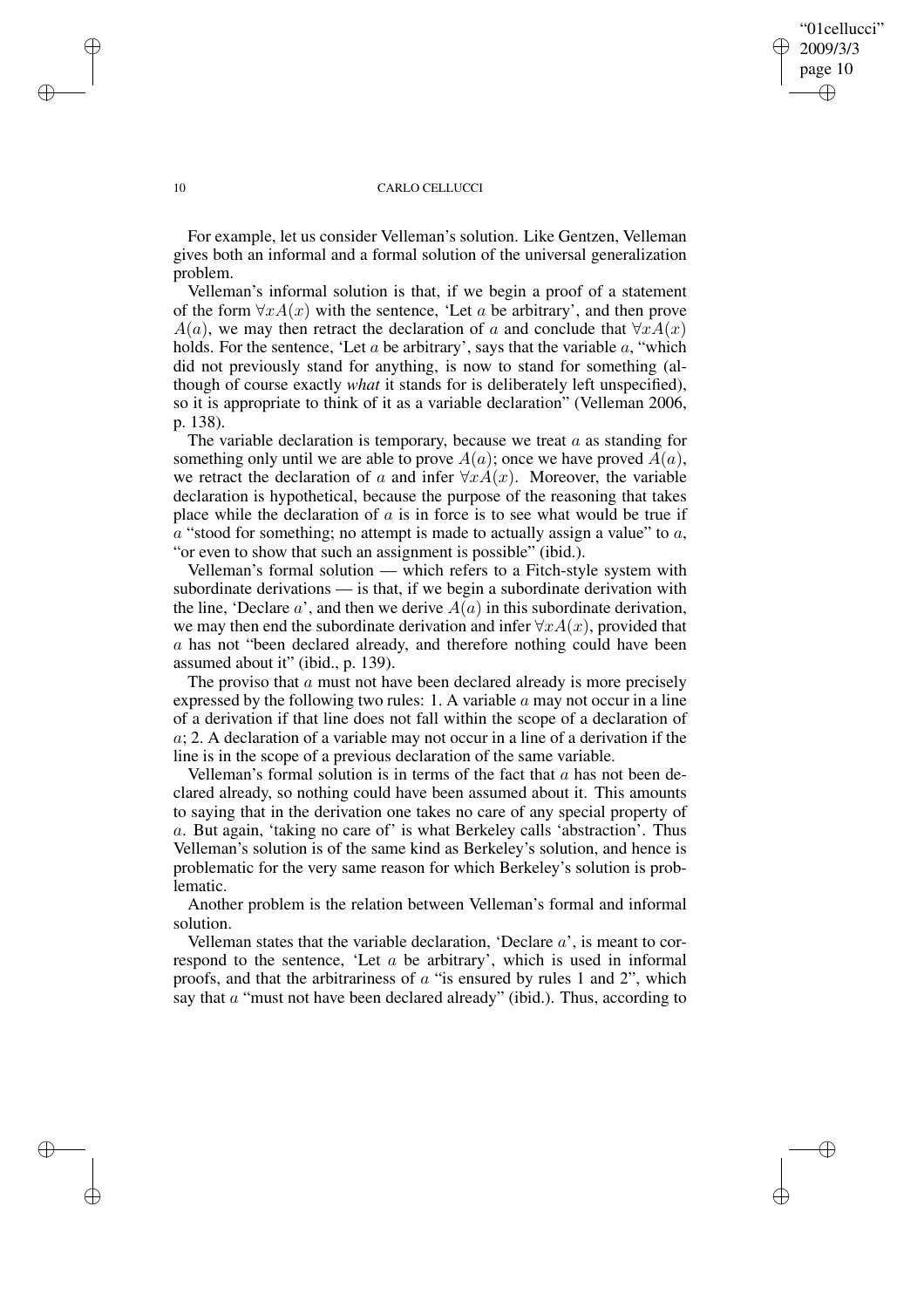For example, let us consider Velleman's solution. Like Gentzen, Velleman gives both an informal and a formal solution of the universal generalization problem.

Velleman's informal solution is that, if we begin a proof of a statement of the form $\forall x A(x)$ with the sentence, 'Let $a$ be arbitrary', and then prove $A(a)$, we may then retract the declaration of $a$ and conclude that $\forall x A(x)$ holds. For the sentence, 'Let $a$ be arbitrary', says that the variable $a$, "which did not previously stand for anything, is now to stand for something (although of course exactly *what* it stands for is deliberately left unspecified), so it is appropriate to think of it as a variable declaration" (Velleman 2006, p. 138).

The variable declaration is temporary, because we treat $a$ as standing for something only until we are able to prove $A(a)$; once we have proved $A(a)$, we retract the declaration of $a$ and infer $\forall x A(x)$. Moreover, the variable declaration is hypothetical, because the purpose of the reasoning that takes place while the declaration of $a$ is in force is to see what would be true if $a$ "stood for something; no attempt is made to actually assign a value" to $a$, "or even to show that such an assignment is possible" (ibid.).

Velleman's formal solution — which refers to a Fitch-style system with subordinate derivations — is that, if we begin a subordinate derivation with the line, 'Declare $a$', and then we derive $A(a)$ in this subordinate derivation, we may then end the subordinate derivation and infer $\forall x A(x)$, provided that $a$ has not "been declared already, and therefore nothing could have been assumed about it" (ibid., p. 139).

The proviso that $a$ must not have been declared already is more precisely expressed by the following two rules: 1. A variable $a$ may not occur in a line of a derivation if that line does not fall within the scope of a declaration of $a$; 2. A declaration of a variable may not occur in a line of a derivation if the line is in the scope of a previous declaration of the same variable.

Velleman's formal solution is in terms of the fact that $a$ has not been declared already, so nothing could have been assumed about it. This amounts to saying that in the derivation one takes no care of any special property of $a$. But again, 'taking no care of' is what Berkeley calls 'abstraction'. Thus Velleman's solution is of the same kind as Berkeley's solution, and hence is problematic for the very same reason for which Berkeley's solution is problematic.

Another problem is the relation between Velleman's formal and informal solution.

Velleman states that the variable declaration, 'Declare $a$', is meant to correspond to the sentence, 'Let $a$ be arbitrary', which is used in informal proofs, and that the arbitrariness of $a$ "is ensured by rules 1 and 2", which say that $a$ "must not have been declared already" (ibid.). Thus, according to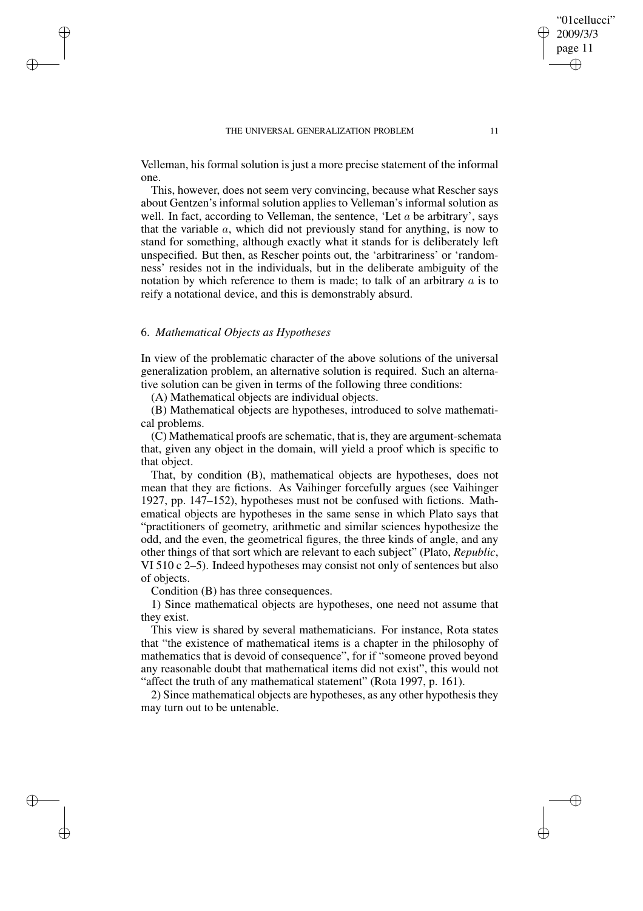Velleman, his formal solution is just a more precise statement of the informal one.

This, however, does not seem very convincing, because what Rescher says about Gentzen's informal solution applies to Velleman's informal solution as well. In fact, according to Velleman, the sentence, 'Let $a$ be arbitrary', says that the variable $a$, which did not previously stand for anything, is now to stand for something, although exactly what it stands for is deliberately left unspecified. But then, as Rescher points out, the 'arbitrariness' or 'randomness' resides not in the individuals, but in the deliberate ambiguity of the notation by which reference to them is made; to talk of an arbitrary $a$ is to reify a notational device, and this is demonstrably absurd.

## 6. *Mathematical Objects as Hypotheses*

In view of the problematic character of the above solutions of the universal generalization problem, an alternative solution is required. Such an alternative solution can be given in terms of the following three conditions:

(A) Mathematical objects are individual objects.

(B) Mathematical objects are hypotheses, introduced to solve mathematical problems.

(C) Mathematical proofs are schematic, that is, they are argument-schemata that, given any object in the domain, will yield a proof which is specific to that object.

That, by condition (B), mathematical objects are hypotheses, does not mean that they are fictions. As Vaihinger forcefully argues (see Vaihinger 1927, pp. 147–152), hypotheses must not be confused with fictions. Mathematical objects are hypotheses in the same sense in which Plato says that "practitioners of geometry, arithmetic and similar sciences hypothesize the odd, and the even, the geometrical figures, the three kinds of angle, and any other things of that sort which are relevant to each subject" (Plato, *Republic*, VI 510 c 2–5). Indeed hypotheses may consist not only of sentences but also of objects.

Condition (B) has three consequences.

1) Since mathematical objects are hypotheses, one need not assume that they exist.

This view is shared by several mathematicians. For instance, Rota states that "the existence of mathematical items is a chapter in the philosophy of mathematics that is devoid of consequence", for if "someone proved beyond any reasonable doubt that mathematical items did not exist", this would not "affect the truth of any mathematical statement" (Rota 1997, p. 161).

2) Since mathematical objects are hypotheses, as any other hypothesis they may turn out to be untenable.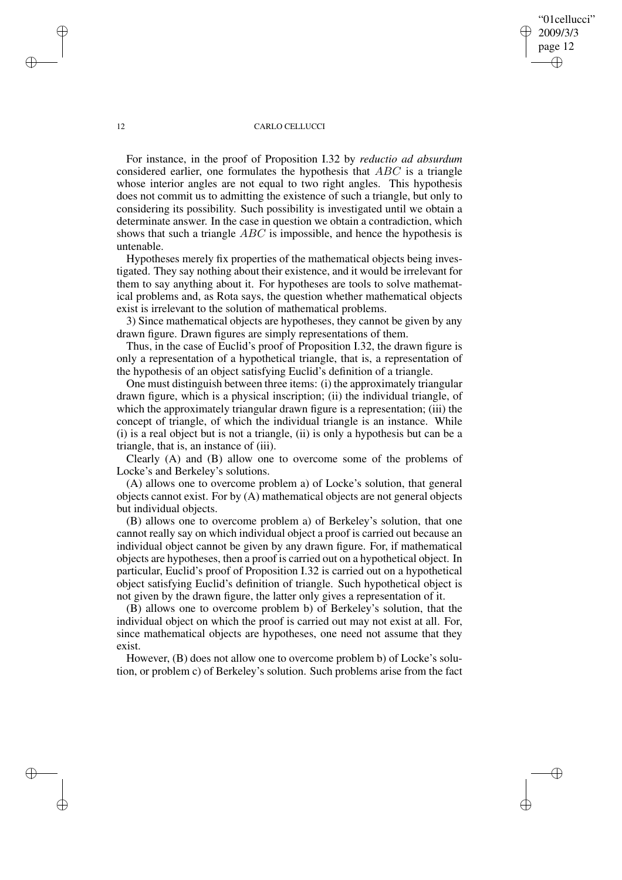For instance, in the proof of Proposition I.32 by *reductio ad absurdum* considered earlier, one formulates the hypothesis that $ABC$ is a triangle whose interior angles are not equal to two right angles. This hypothesis does not commit us to admitting the existence of such a triangle, but only to considering its possibility. Such possibility is investigated until we obtain a determinate answer. In the case in question we obtain a contradiction, which shows that such a triangle $ABC$ is impossible, and hence the hypothesis is untenable.

Hypotheses merely fix properties of the mathematical objects being investigated. They say nothing about their existence, and it would be irrelevant for them to say anything about it. For hypotheses are tools to solve mathematical problems and, as Rota says, the question whether mathematical objects exist is irrelevant to the solution of mathematical problems.

3) Since mathematical objects are hypotheses, they cannot be given by any drawn figure. Drawn figures are simply representations of them.

Thus, in the case of Euclid's proof of Proposition I.32, the drawn figure is only a representation of a hypothetical triangle, that is, a representation of the hypothesis of an object satisfying Euclid's definition of a triangle.

One must distinguish between three items: (i) the approximately triangular drawn figure, which is a physical inscription; (ii) the individual triangle, of which the approximately triangular drawn figure is a representation; (iii) the concept of triangle, of which the individual triangle is an instance. While (i) is a real object but is not a triangle, (ii) is only a hypothesis but can be a triangle, that is, an instance of (iii).

Clearly (A) and (B) allow one to overcome some of the problems of Locke's and Berkeley's solutions.

(A) allows one to overcome problem a) of Locke's solution, that general objects cannot exist. For by (A) mathematical objects are not general objects but individual objects.

(B) allows one to overcome problem a) of Berkeley's solution, that one cannot really say on which individual object a proof is carried out because an individual object cannot be given by any drawn figure. For, if mathematical objects are hypotheses, then a proof is carried out on a hypothetical object. In particular, Euclid's proof of Proposition I.32 is carried out on a hypothetical object satisfying Euclid's definition of triangle. Such hypothetical object is not given by the drawn figure, the latter only gives a representation of it.

(B) allows one to overcome problem b) of Berkeley's solution, that the individual object on which the proof is carried out may not exist at all. For, since mathematical objects are hypotheses, one need not assume that they exist.

However, (B) does not allow one to overcome problem b) of Locke's solution, or problem c) of Berkeley's solution. Such problems arise from the fact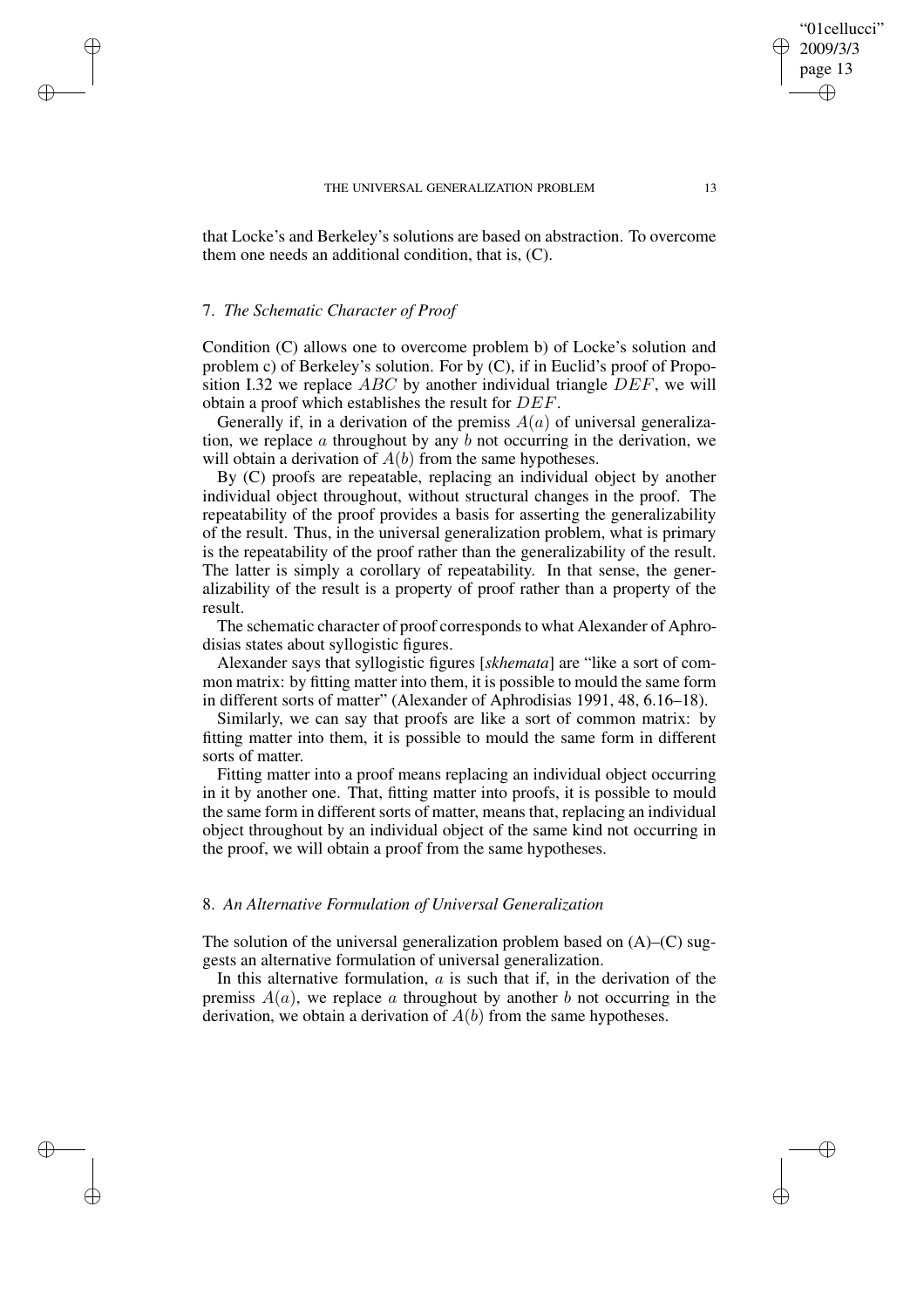that Locke's and Berkeley's solutions are based on abstraction. To overcome them one needs an additional condition, that is, (C).

## 7. *The Schematic Character of Proof*

Condition (C) allows one to overcome problem b) of Locke's solution and problem c) of Berkeley's solution. For by (C), if in Euclid's proof of Proposition I.32 we replace $ABC$ by another individual triangle $DEF$, we will obtain a proof which establishes the result for $DEF$.

Generally if, in a derivation of the premiss $A(a)$ of universal generalization, we replace $a$ throughout by any $b$ not occurring in the derivation, we will obtain a derivation of $A(b)$ from the same hypotheses.

By (C) proofs are repeatable, replacing an individual object by another individual object throughout, without structural changes in the proof. The repeatability of the proof provides a basis for asserting the generalizability of the result. Thus, in the universal generalization problem, what is primary is the repeatability of the proof rather than the generalizability of the result. The latter is simply a corollary of repeatability. In that sense, the generalizability of the result is a property of proof rather than a property of the result.

The schematic character of proof corresponds to what Alexander of Aphrodisias states about syllogistic figures.

Alexander says that syllogistic figures [*skhemata*] are "like a sort of common matrix: by fitting matter into them, it is possible to mould the same form in different sorts of matter" (Alexander of Aphrodisias 1991, 48, 6.16–18).

Similarly, we can say that proofs are like a sort of common matrix: by fitting matter into them, it is possible to mould the same form in different sorts of matter.

Fitting matter into a proof means replacing an individual object occurring in it by another one. That, fitting matter into proofs, it is possible to mould the same form in different sorts of matter, means that, replacing an individual object throughout by an individual object of the same kind not occurring in the proof, we will obtain a proof from the same hypotheses.

## 8. *An Alternative Formulation of Universal Generalization*

The solution of the universal generalization problem based on (A)–(C) suggests an alternative formulation of universal generalization.

In this alternative formulation, $a$ is such that if, in the derivation of the premiss $A(a)$, we replace $a$ throughout by another $b$ not occurring in the derivation, we obtain a derivation of $A(b)$ from the same hypotheses.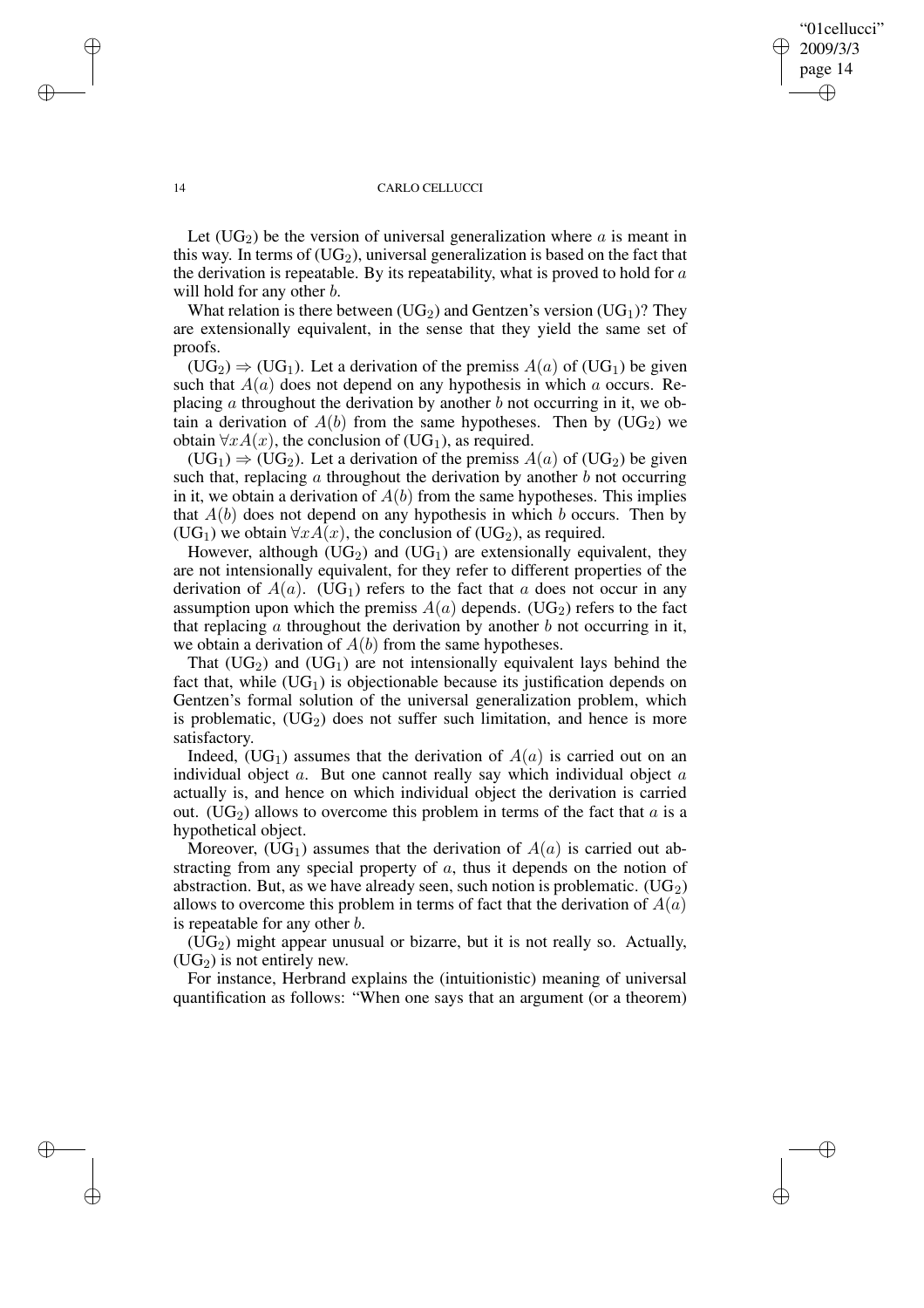Let ($UG_2$) be the version of universal generalization where $a$ is meant in this way. In terms of ($UG_2$), universal generalization is based on the fact that the derivation is repeatable. By its repeatability, what is proved to hold for $a$ will hold for any other $b$.

What relation is there between ($UG_2$) and Gentzen's version ($UG_1$)? They are extensionally equivalent, in the sense that they yield the same set of proofs.

($UG_2$) $\Rightarrow$ ($UG_1$). Let a derivation of the premiss $A(a)$ of ($UG_1$) be given such that $A(a)$ does not depend on any hypothesis in which $a$ occurs. Replacing $a$ throughout the derivation by another $b$ not occurring in it, we obtain a derivation of $A(b)$ from the same hypotheses. Then by ($UG_2$) we obtain $\forall x A(x)$, the conclusion of ($UG_1$), as required.

($UG_1$) $\Rightarrow$ ($UG_2$). Let a derivation of the premiss $A(a)$ of ($UG_2$) be given such that, replacing $a$ throughout the derivation by another $b$ not occurring in it, we obtain a derivation of $A(b)$ from the same hypotheses. This implies that $A(b)$ does not depend on any hypothesis in which $b$ occurs. Then by ($UG_1$) we obtain $\forall x A(x)$, the conclusion of ($UG_2$), as required.

However, although ($UG_2$) and ($UG_1$) are extensionally equivalent, they are not intensionally equivalent, for they refer to different properties of the derivation of $A(a)$. ($UG_1$) refers to the fact that $a$ does not occur in any assumption upon which the premiss $A(a)$ depends. ($UG_2$) refers to the fact that replacing $a$ throughout the derivation by another $b$ not occurring in it, we obtain a derivation of $A(b)$ from the same hypotheses.

That ($UG_2$) and ($UG_1$) are not intensionally equivalent lays behind the fact that, while ($UG_1$) is objectionable because its justification depends on Gentzen's formal solution of the universal generalization problem, which is problematic, ($UG_2$) does not suffer such limitation, and hence is more satisfactory.

Indeed, ($UG_1$) assumes that the derivation of $A(a)$ is carried out on an individual object $a$. But one cannot really say which individual object $a$ actually is, and hence on which individual object the derivation is carried out. ($UG_2$) allows to overcome this problem in terms of the fact that $a$ is a hypothetical object.

Moreover, ($UG_1$) assumes that the derivation of $A(a)$ is carried out abstracting from any special property of $a$, thus it depends on the notion of abstraction. But, as we have already seen, such notion is problematic. ($UG_2$) allows to overcome this problem in terms of fact that the derivation of $A(a)$ is repeatable for any other $b$.

($UG_2$) might appear unusual or bizarre, but it is not really so. Actually, ($UG_2$) is not entirely new.

For instance, Herbrand explains the (intuitionistic) meaning of universal quantification as follows: "When one says that an argument (or a theorem)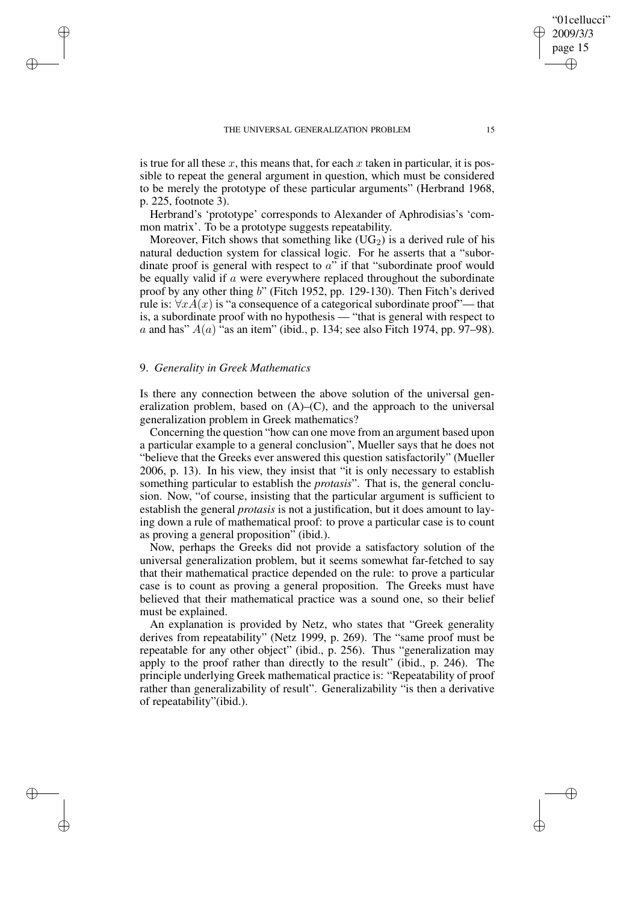is true for all these $x$, this means that, for each $x$ taken in particular, it is possible to repeat the general argument in question, which must be considered to be merely the prototype of these particular arguments" (Herbrand 1968, p. 225, footnote 3).

Herbrand's 'prototype' corresponds to Alexander of Aphrodisias's 'common matrix'. To be a prototype suggests repeatability.

Moreover, Fitch shows that something like ($UG_2$) is a derived rule of his natural deduction system for classical logic. For he asserts that a "subordinate proof is general with respect to $a$" if that "subordinate proof would be equally valid if $a$ were everywhere replaced throughout the subordinate proof by any other thing $b$" (Fitch 1952, pp. 129-130). Then Fitch's derived rule is: $\forall x A(x)$ is "a consequence of a categorical subordinate proof"— that is, a subordinate proof with no hypothesis — "that is general with respect to $a$ and has" $A(a)$ "as an item" (ibid., p. 134; see also Fitch 1974, pp. 97–98).

## 9. *Generality in Greek Mathematics*

Is there any connection between the above solution of the universal generalization problem, based on (A)–(C), and the approach to the universal generalization problem in Greek mathematics?

Concerning the question "how can one move from an argument based upon a particular example to a general conclusion", Mueller says that he does not "believe that the Greeks ever answered this question satisfactorily" (Mueller 2006, p. 13). In his view, they insist that "it is only necessary to establish something particular to establish the *protasis*". That is, the general conclusion. Now, "of course, insisting that the particular argument is sufficient to establish the general *protasis* is not a justification, but it does amount to laying down a rule of mathematical proof: to prove a particular case is to count as proving a general proposition" (ibid.).

Now, perhaps the Greeks did not provide a satisfactory solution of the universal generalization problem, but it seems somewhat far-fetched to say that their mathematical practice depended on the rule: to prove a particular case is to count as proving a general proposition. The Greeks must have believed that their mathematical practice was a sound one, so their belief must be explained.

An explanation is provided by Netz, who states that "Greek generality derives from repeatability" (Netz 1999, p. 269). The "same proof must be repeatable for any other object" (ibid., p. 256). Thus "generalization may apply to the proof rather than directly to the result" (ibid., p. 246). The principle underlying Greek mathematical practice is: "Repeatability of proof rather than generalizability of result". Generalizability "is then a derivative of repeatability"(ibid.).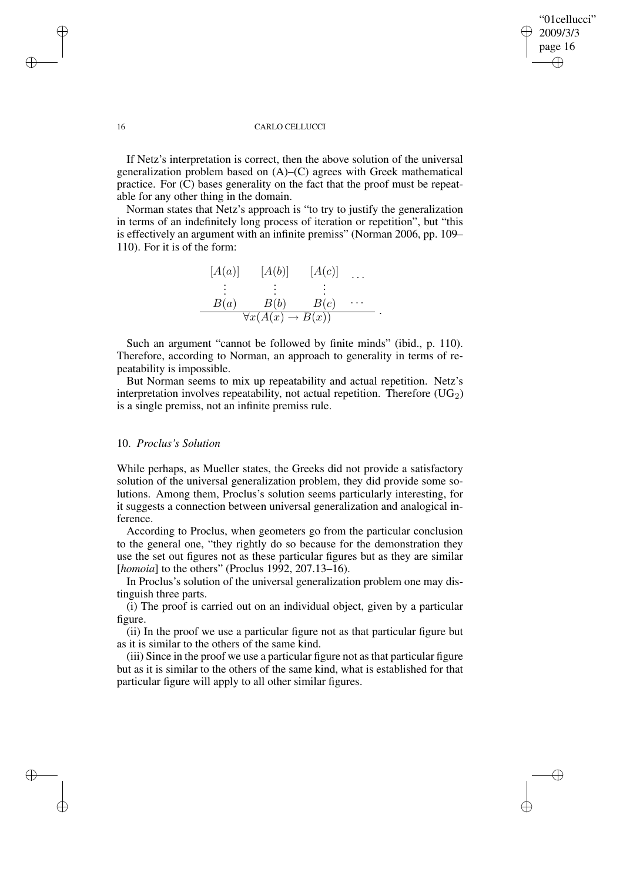If Netz's interpretation is correct, then the above solution of the universal generalization problem based on (A)–(C) agrees with Greek mathematical practice. For (C) bases generality on the fact that the proof must be repeatable for any other thing in the domain.

Norman states that Netz's approach is "to try to justify the generalization in terms of an indefinitely long process of iteration or repetition", but "this is effectively an argument with an infinite premiss" (Norman 2006, pp. 109–110). For it is of the form:

$$\frac{\begin{array}{cccc} [A(a)] & [A(b)] & [A(c)] & \ldots \\ \vdots & \vdots & \vdots & \\ B(a) & B(b) & B(c) & \cdots \end{array}}{\forall x(A(x) \rightarrow B(x))}\ .$$

Such an argument "cannot be followed by finite minds" (ibid., p. 110). Therefore, according to Norman, an approach to generality in terms of repeatability is impossible.

But Norman seems to mix up repeatability and actual repetition. Netz's interpretation involves repeatability, not actual repetition. Therefore ($UG_2$) is a single premiss, not an infinite premiss rule.

## 10. *Proclus's Solution*

While perhaps, as Mueller states, the Greeks did not provide a satisfactory solution of the universal generalization problem, they did provide some solutions. Among them, Proclus's solution seems particularly interesting, for it suggests a connection between universal generalization and analogical inference.

According to Proclus, when geometers go from the particular conclusion to the general one, "they rightly do so because for the demonstration they use the set out figures not as these particular figures but as they are similar [*homoia*] to the others" (Proclus 1992, 207.13–16).

In Proclus's solution of the universal generalization problem one may distinguish three parts.

(i) The proof is carried out on an individual object, given by a particular figure.

(ii) In the proof we use a particular figure not as that particular figure but as it is similar to the others of the same kind.

(iii) Since in the proof we use a particular figure not as that particular figure but as it is similar to the others of the same kind, what is established for that particular figure will apply to all other similar figures.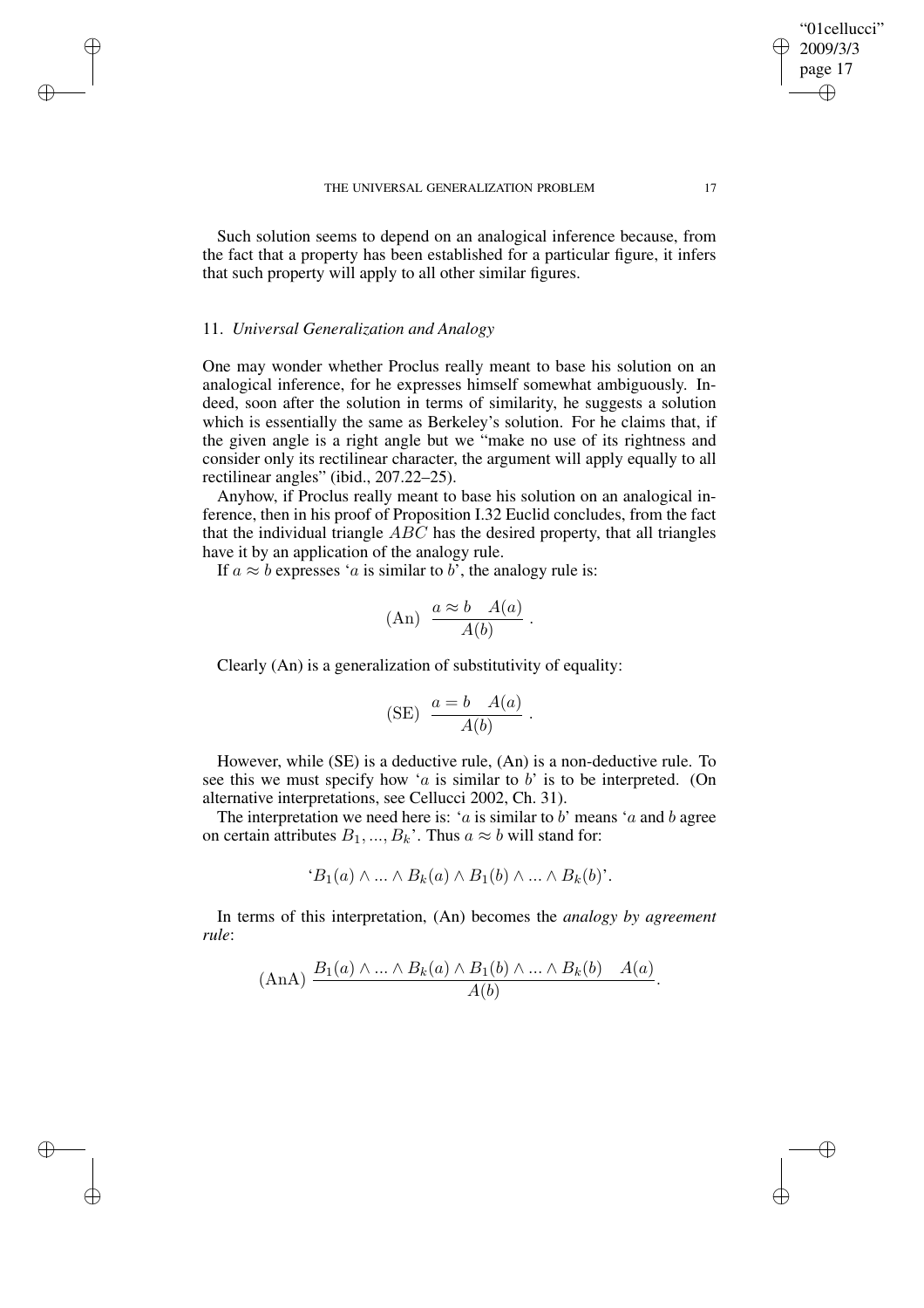Such solution seems to depend on an analogical inference because, from the fact that a property has been established for a particular figure, it infers that such property will apply to all other similar figures.

## 11. *Universal Generalization and Analogy*

One may wonder whether Proclus really meant to base his solution on an analogical inference, for he expresses himself somewhat ambiguously. Indeed, soon after the solution in terms of similarity, he suggests a solution which is essentially the same as Berkeley's solution. For he claims that, if the given angle is a right angle but we "make no use of its rightness and consider only its rectilinear character, the argument will apply equally to all rectilinear angles" (ibid., 207.22–25).

Anyhow, if Proclus really meant to base his solution on an analogical inference, then in his proof of Proposition I.32 Euclid concludes, from the fact that the individual triangle $ABC$ has the desired property, that all triangles have it by an application of the analogy rule.

If $a \approx b$ expresses '$a$ is similar to $b$', the analogy rule is:

$$(\mathrm{An}) \;\; \frac{a \approx b \quad A(a)}{A(b)} \; .$$

Clearly (An) is a generalization of substitutivity of equality:

$$(\mathrm{SE}) \;\; \frac{a = b \quad A(a)}{A(b)} \; .$$

However, while (SE) is a deductive rule, (An) is a non-deductive rule. To see this we must specify how '$a$ is similar to $b$' is to be interpreted. (On alternative interpretations, see Cellucci 2002, Ch. 31).

The interpretation we need here is: '$a$ is similar to $b$' means '$a$ and $b$ agree on certain attributes $B_1, ..., B_k$'. Thus $a \approx b$ will stand for:

$$`B_1(a) \wedge ... \wedge B_k(a) \wedge B_1(b) \wedge ... \wedge B_k(b)'.$$

In terms of this interpretation, (An) becomes the *analogy by agreement rule*:

$$(\mathrm{AnA}) \; \frac{B_1(a) \wedge ... \wedge B_k(a) \wedge B_1(b) \wedge ... \wedge B_k(b) \quad A(a)}{A(b)}.$$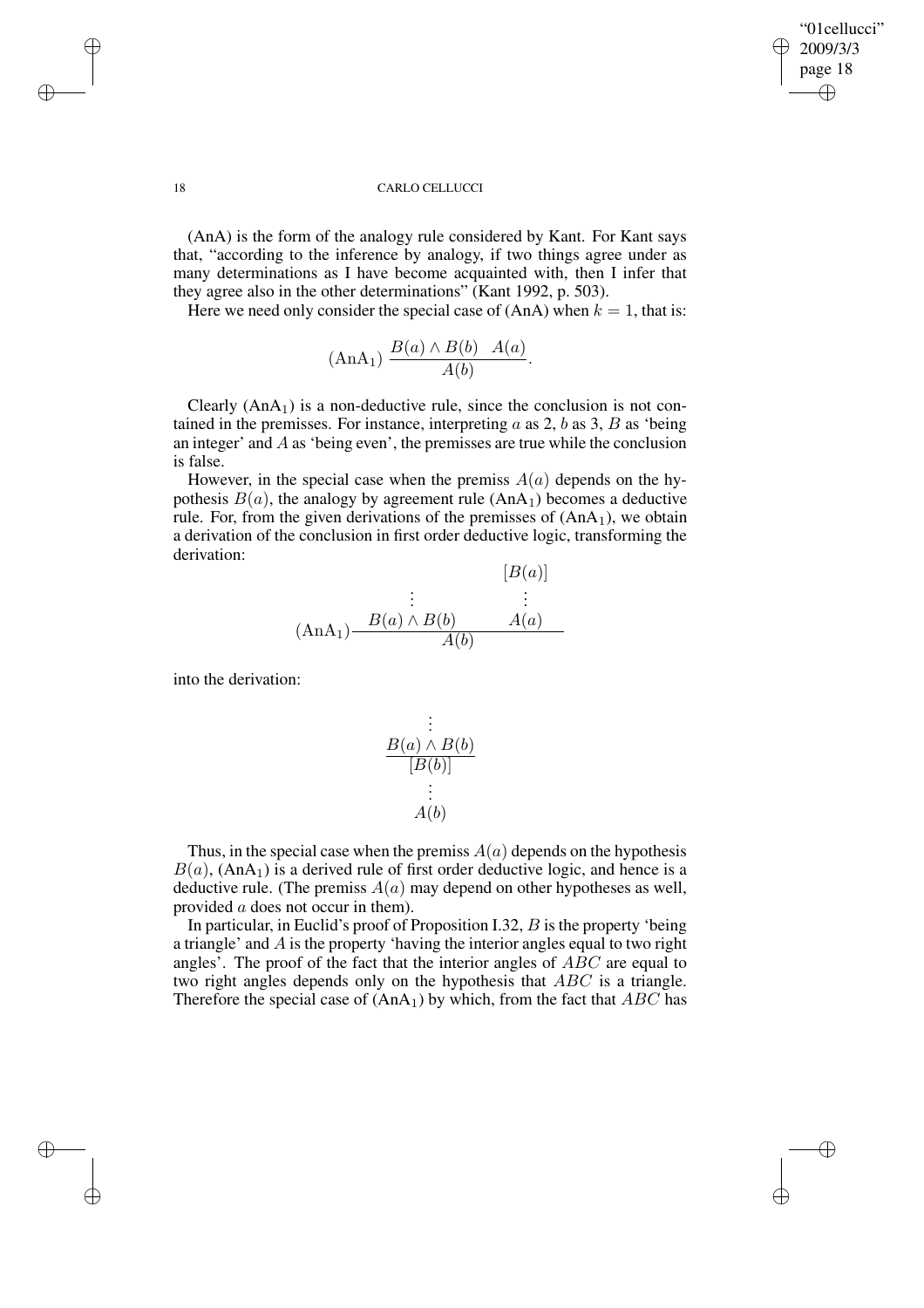(AnA) is the form of the analogy rule considered by Kant. For Kant says that, "according to the inference by analogy, if two things agree under as many determinations as I have become acquainted with, then I infer that they agree also in the other determinations" (Kant 1992, p. 503).

Here we need only consider the special case of (AnA) when $k = 1$, that is:

$$(\mathrm{AnA}_1)\ \frac{B(a) \wedge B(b) \quad A(a)}{A(b)}.$$

Clearly ($\mathrm{AnA}_1$) is a non-deductive rule, since the conclusion is not contained in the premisses. For instance, interpreting $a$ as 2, $b$ as 3, $B$ as 'being an integer' and $A$ as 'being even', the premisses are true while the conclusion is false.

However, in the special case when the premiss $A(a)$ depends on the hypothesis $B(a)$, the analogy by agreement rule ($\mathrm{AnA}_1$) becomes a deductive rule. For, from the given derivations of the premisses of ($\mathrm{AnA}_1$), we obtain a derivation of the conclusion in first order deductive logic, transforming the derivation:

$$(\mathrm{AnA}_1)\ \frac{\begin{array}{c}\vdots \\ B(a) \wedge B(b)\end{array} \qquad \begin{array}{c}[B(a)] \\ \vdots \\ A(a)\end{array}}{A(b)}$$

into the derivation:

$$\begin{array}{c}\vdots \\ \dfrac{B(a) \wedge B(b)}{[B(b)]} \\ \vdots \\ A(b)\end{array}$$

Thus, in the special case when the premiss $A(a)$ depends on the hypothesis $B(a)$, ($\mathrm{AnA}_1$) is a derived rule of first order deductive logic, and hence is a deductive rule. (The premiss $A(a)$ may depend on other hypotheses as well, provided $a$ does not occur in them).

In particular, in Euclid's proof of Proposition I.32, $B$ is the property 'being a triangle' and $A$ is the property 'having the interior angles equal to two right angles'. The proof of the fact that the interior angles of $ABC$ are equal to two right angles depends only on the hypothesis that $ABC$ is a triangle. Therefore the special case of ($\mathrm{AnA}_1$) by which, from the fact that $ABC$ has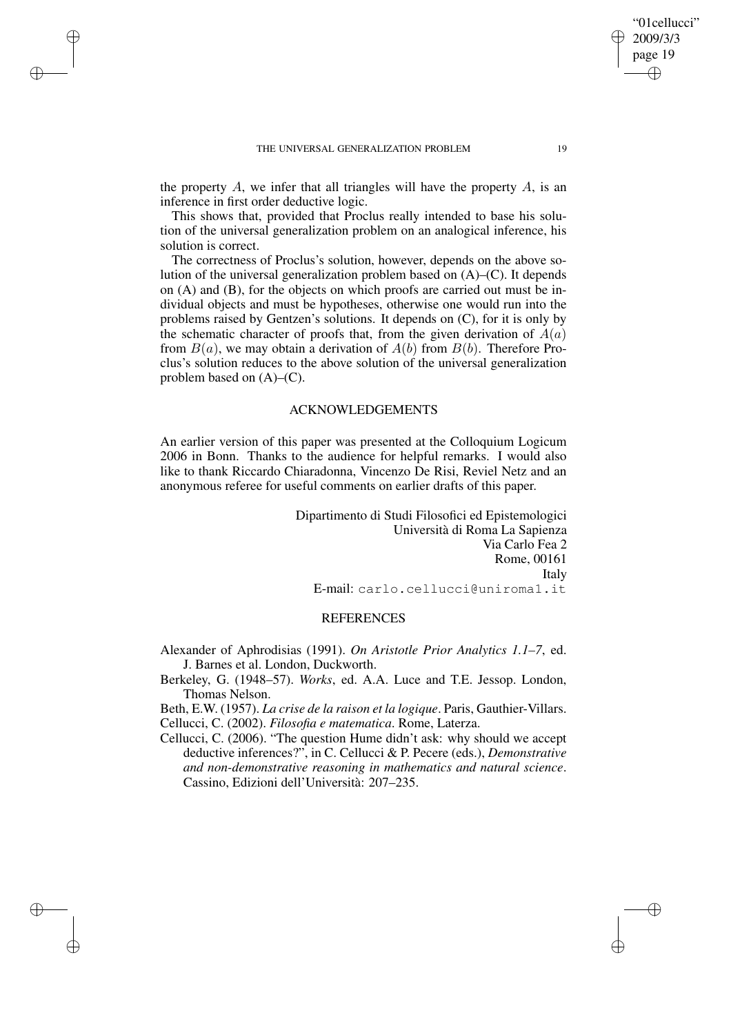the property $A$, we infer that all triangles will have the property $A$, is an inference in first order deductive logic.

This shows that, provided that Proclus really intended to base his solution of the universal generalization problem on an analogical inference, his solution is correct.

The correctness of Proclus's solution, however, depends on the above solution of the universal generalization problem based on (A)–(C). It depends on (A) and (B), for the objects on which proofs are carried out must be individual objects and must be hypotheses, otherwise one would run into the problems raised by Gentzen's solutions. It depends on (C), for it is only by the schematic character of proofs that, from the given derivation of $A(a)$ from $B(a)$, we may obtain a derivation of $A(b)$ from $B(b)$. Therefore Proclus's solution reduces to the above solution of the universal generalization problem based on (A)–(C).

## ACKNOWLEDGEMENTS

An earlier version of this paper was presented at the Colloquium Logicum 2006 in Bonn. Thanks to the audience for helpful remarks. I would also like to thank Riccardo Chiaradonna, Vincenzo De Risi, Reviel Netz and an anonymous referee for useful comments on earlier drafts of this paper.

Dipartimento di Studi Filosofici ed Epistemologici
Università di Roma La Sapienza
Via Carlo Fea 2
Rome, 00161
Italy
E-mail: carlo.cellucci@uniroma1.it

## REFERENCES

Alexander of Aphrodisias (1991). *On Aristotle Prior Analytics 1.1–7*, ed. J. Barnes et al. London, Duckworth.

Berkeley, G. (1948–57). *Works*, ed. A.A. Luce and T.E. Jessop. London, Thomas Nelson.

Beth, E.W. (1957). *La crise de la raison et la logique*. Paris, Gauthier-Villars.

Cellucci, C. (2002). *Filosofia e matematica*. Rome, Laterza.

Cellucci, C. (2006). "The question Hume didn't ask: why should we accept deductive inferences?", in C. Cellucci & P. Pecere (eds.), *Demonstrative and non-demonstrative reasoning in mathematics and natural science*. Cassino, Edizioni dell'Università: 207–235.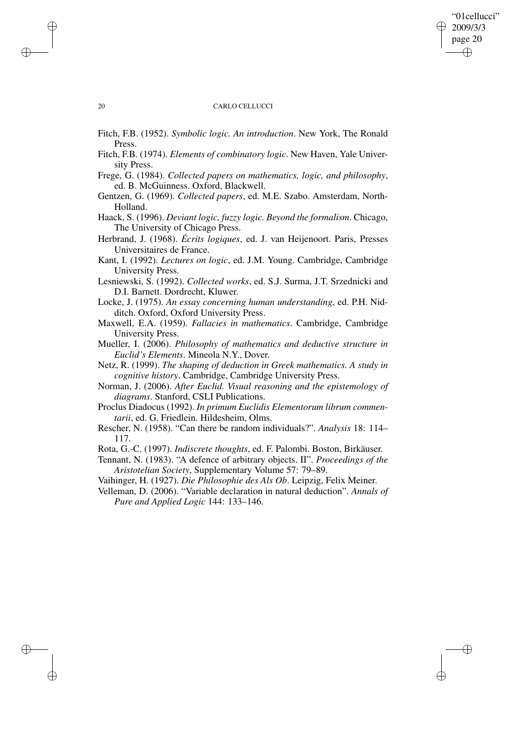Fitch, F.B. (1952). *Symbolic logic. An introduction*. New York, The Ronald Press.

Fitch, F.B. (1974). *Elements of combinatory logic*. New Haven, Yale University Press.

Frege, G. (1984). *Collected papers on mathematics, logic, and philosophy*, ed. B. McGuinness. Oxford, Blackwell.

Gentzen, G. (1969). *Collected papers*, ed. M.E. Szabo. Amsterdam, North-Holland.

Haack, S. (1996). *Deviant logic, fuzzy logic. Beyond the formalism*. Chicago, The University of Chicago Press.

Herbrand, J. (1968). *Écrits logiques*, ed. J. van Heijenoort. Paris, Presses Universitaires de France.

Kant, I. (1992). *Lectures on logic*, ed. J.M. Young. Cambridge, Cambridge University Press.

Lesniewski, S. (1992). *Collected works*, ed. S.J. Surma, J.T. Srzednicki and D.I. Barnett. Dordrecht, Kluwer.

Locke, J. (1975). *An essay concerning human understanding*, ed. P.H. Nidditch. Oxford, Oxford University Press.

Maxwell, E.A. (1959). *Fallacies in mathematics*. Cambridge, Cambridge University Press.

Mueller, I. (2006). *Philosophy of mathematics and deductive structure in Euclid's Elements*. Mineola N.Y., Dover.

Netz, R. (1999). *The shaping of deduction in Greek mathematics. A study in cognitive history*. Cambridge, Cambridge University Press.

Norman, J. (2006). *After Euclid. Visual reasoning and the epistemology of diagrams*. Stanford, CSLI Publications.

Proclus Diadocus (1992). *In primum Euclidis Elementorum librum commentarii*, ed. G. Friedlein. Hildesheim, Olms.

Rescher, N. (1958). "Can there be random individuals?". *Analysis* 18: 114–117.

Rota, G.-C. (1997). *Indiscrete thoughts*, ed. F. Palombi. Boston, Birkäuser.

Tennant, N. (1983). "A defence of arbitrary objects. II". *Proceedings of the Aristotelian Society*, Supplementary Volume 57: 79–89.

Vaihinger, H. (1927). *Die Philosophie des Als Ob*. Leipzig, Felix Meiner.

Velleman, D. (2006). "Variable declaration in natural deduction". *Annals of Pure and Applied Logic* 144: 133–146.